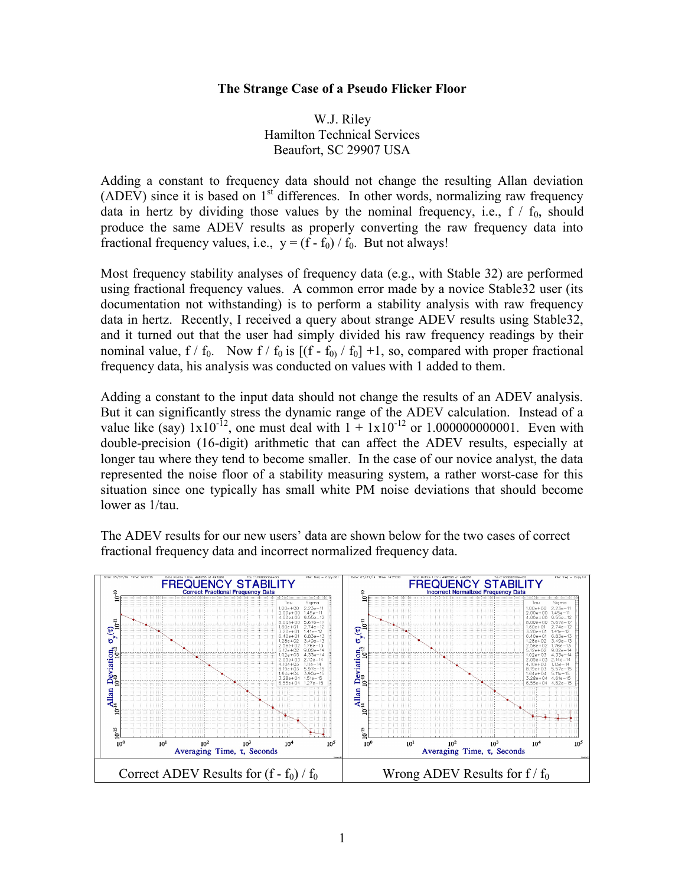# The Strange Case of a Pseudo Flicker Floor

W.J. Riley
Hamilton Technical Services
Beaufort, SC 29907 USA

Adding a constant to frequency data should not change the resulting Allan deviation (ADEV) since it is based on 1st differences. In other words, normalizing raw frequency data in hertz by dividing those values by the nominal frequency, i.e., $f / f_0$, should produce the same ADEV results as properly converting the raw frequency data into fractional frequency values, i.e., $y = (f - f_0) / f_0$. But not always!

Most frequency stability analyses of frequency data (e.g., with Stable 32) are performed using fractional frequency values. A common error made by a novice Stable32 user (its documentation not withstanding) is to perform a stability analysis with raw frequency data in hertz. Recently, I received a query about strange ADEV results using Stable32, and it turned out that the user had simply divided his raw frequency readings by their nominal value, $f / f_0$. Now $f / f_0$ is $[(f - f_0) / f_0] + 1$, so, compared with proper fractional frequency data, his analysis was conducted on values with 1 added to them.

Adding a constant to the input data should not change the results of an ADEV analysis. But it can significantly stress the dynamic range of the ADEV calculation. Instead of a value like (say) $1 \times 10^{-12}$, one must deal with $1 + 1 \times 10^{-12}$ or 1.000000000001. Even with double-precision (16-digit) arithmetic that can affect the ADEV results, especially at longer tau where they tend to become smaller. In the case of our novice analyst, the data represented the noise floor of a stability measuring system, a rather worst-case for this situation since one typically has small white PM noise deviations that should become lower as 1/tau.

The ADEV results for our new users' data are shown below for the two cases of correct fractional frequency data and incorrect normalized frequency data.

| Correct ADEV Results for $(f - f_0) / f_0$ | Wrong ADEV Results for $f / f_0$ |
|---|---|
| Tau / Sigma: 1.00e+00 2.23e-11; 2.00e+00 1.45e-11; 4.00e+00 9.55e-12; 8.00e+00 5.67e-12; 1.60e+01 2.74e-12; 3.20e+01 1.41e-12; 6.40e+01 6.83e-13; 1.28e+02 3.49e-13; 2.56e+02 1.76e-13; 5.12e+02 9.02e-14; 1.02e+03 4.33e-14; 2.05e+03 2.13e-14; 4.10e+03 1.11e-14; 8.19e+03 5.67e-15; 1.64e+04 3.90e-15; 3.28e+04 1.51e-15; 6.55e+04 1.27e-15 | Tau / Sigma: 1.00e+00 2.23e-11; 2.00e+00 1.45e-11; 4.00e+00 9.55e-12; 8.00e+00 5.67e-12; 1.60e+01 2.74e-12; 3.20e+01 1.41e-12; 6.40e+01 6.83e-13; 1.28e+02 3.49e-13; 2.56e+02 1.76e-13; 5.12e+02 9.02e-14; 1.02e+03 4.33e-14; 2.05e+03 2.14e-14; 4.10e+03 1.13e-14; 8.19e+03 5.57e-15; 1.64e+04 5.11e-15; 3.28e+04 4.61e-15; 6.55e+04 4.82e-15 |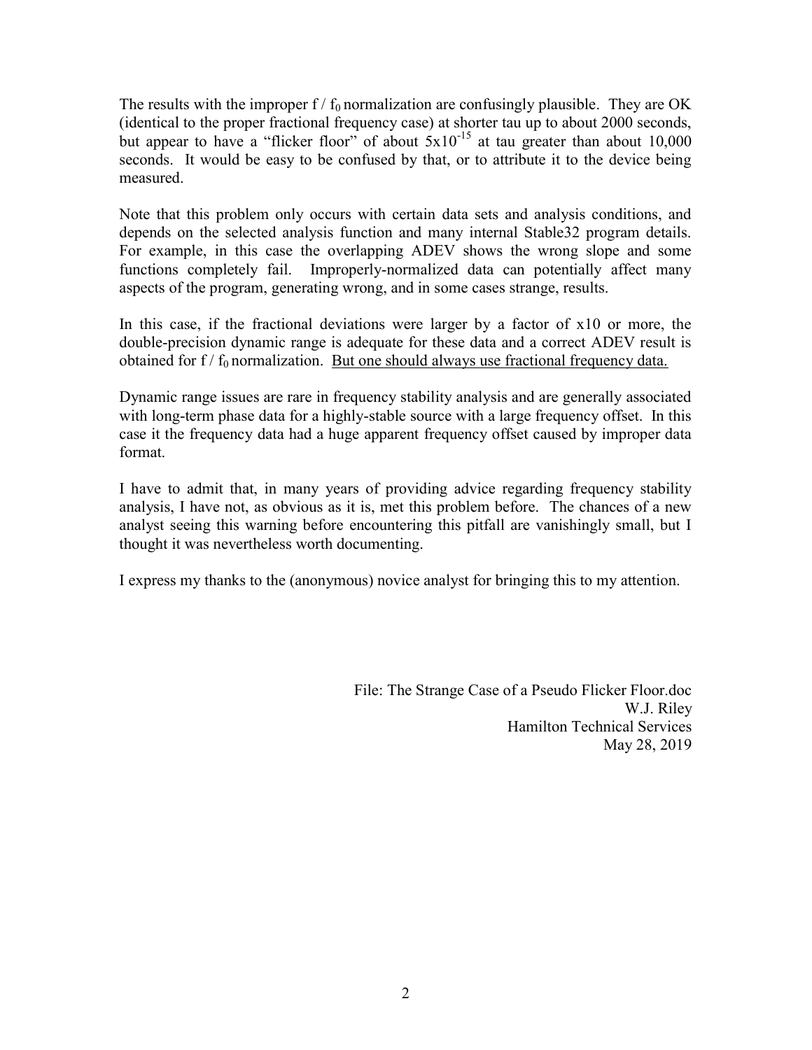The results with the improper $f / f_0$ normalization are confusingly plausible. They are OK (identical to the proper fractional frequency case) at shorter tau up to about 2000 seconds, but appear to have a "flicker floor" of about $5x10^{-15}$ at tau greater than about 10,000 seconds. It would be easy to be confused by that, or to attribute it to the device being measured.

Note that this problem only occurs with certain data sets and analysis conditions, and depends on the selected analysis function and many internal Stable32 program details. For example, in this case the overlapping ADEV shows the wrong slope and some functions completely fail. Improperly-normalized data can potentially affect many aspects of the program, generating wrong, and in some cases strange, results.

In this case, if the fractional deviations were larger by a factor of x10 or more, the double-precision dynamic range is adequate for these data and a correct ADEV result is obtained for $f / f_0$ normalization. <u>But one should always use fractional frequency data.</u>

Dynamic range issues are rare in frequency stability analysis and are generally associated with long-term phase data for a highly-stable source with a large frequency offset. In this case it the frequency data had a huge apparent frequency offset caused by improper data format.

I have to admit that, in many years of providing advice regarding frequency stability analysis, I have not, as obvious as it is, met this problem before. The chances of a new analyst seeing this warning before encountering this pitfall are vanishingly small, but I thought it was nevertheless worth documenting.

I express my thanks to the (anonymous) novice analyst for bringing this to my attention.

File: The Strange Case of a Pseudo Flicker Floor.doc
W.J. Riley
Hamilton Technical Services
May 28, 2019